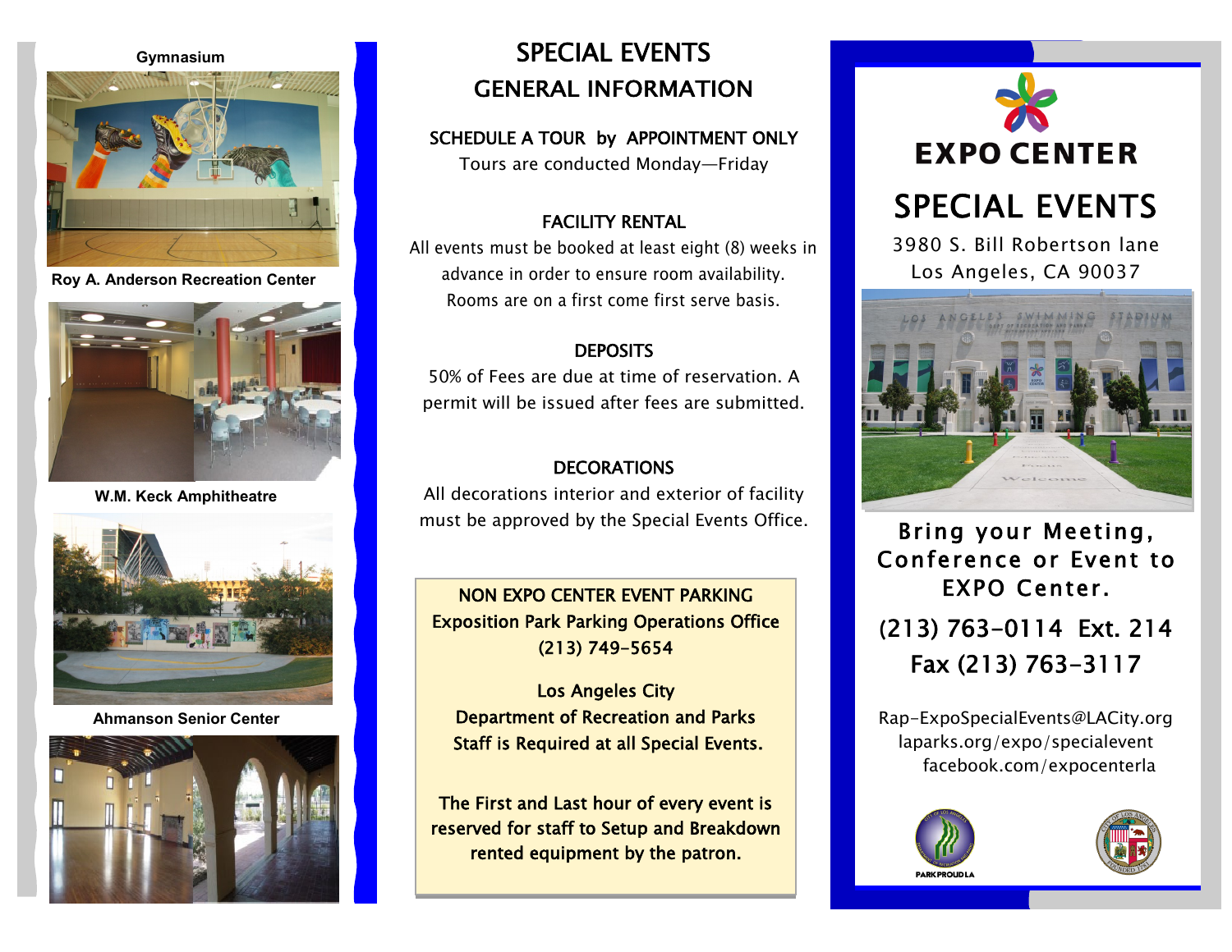Gymnasium

Roy A. Anderson Recreation Center

W.M. Keck Amphitheatre

Ahmanson Senior Center

# SPECIAL EVENTS GENERAL INFORMATION

## SCHEDULE A TOUR by APPOINTMENT ONLY

Tours are conducted Monday—Friday

## FACILITY RENTAL

All events must be booked at least eight (8) weeks in advance in order to ensure room availability. Rooms are on a first come first serve basis.

## DEPOSITS

50% of Fees are due at time of reservation. A permit will be issued after fees are submitted.

## DECORATIONS

All decorations interior and exterior of facility must be approved by the Special Events Office.

**NON EXPO CENTER EVENT PARKING**
**Exposition Park Parking Operations Office**
**(213) 749-5654**

**Los Angeles City Department of Recreation and Parks Staff is Required at all Special Events.**

**The First and Last hour of every event is reserved for staff to Setup and Breakdown rented equipment by the patron.**

# EXPO CENTER

# SPECIAL EVENTS

3980 S. Bill Robertson lane
Los Angeles, CA 90037

Bring your Meeting, Conference or Event to EXPO Center.

(213) 763-0114 Ext. 214
Fax (213) 763-3117

Rap-ExpoSpecialEvents@LACity.org
laparks.org/expo/specialevent
facebook.com/expocenterla

PARKPROUDLA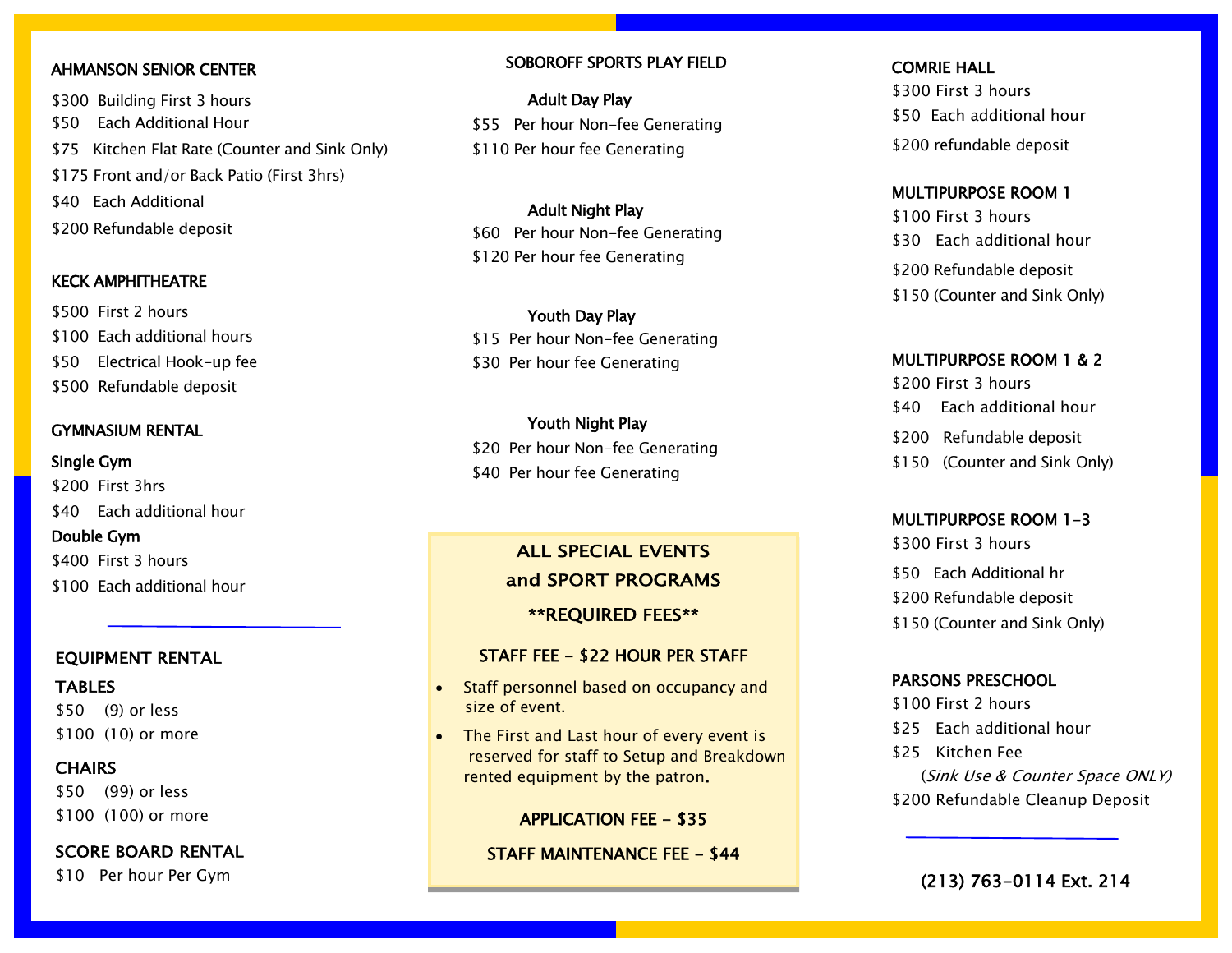## AHMANSON SENIOR CENTER

$300 Building First 3 hours
$50 Each Additional Hour
$75 Kitchen Flat Rate (Counter and Sink Only)
$175 Front and/or Back Patio (First 3hrs)
$40 Each Additional
$200 Refundable deposit

## KECK AMPHITHEATRE

$500 First 2 hours
$100 Each additional hours
$50 Electrical Hook-up fee
$500 Refundable deposit

## GYMNASIUM RENTAL

**Single Gym**
$200 First 3hrs
$40 Each additional hour

**Double Gym**
$400 First 3 hours
$100 Each additional hour

---

## EQUIPMENT RENTAL

**TABLES**
$50 (9) or less
$100 (10) or more

**CHAIRS**
$50 (99) or less
$100 (100) or more

**SCORE BOARD RENTAL**
$10 Per hour Per Gym

## SOBOROFF SPORTS PLAY FIELD

**Adult Day Play**
$55 Per hour Non-fee Generating
$110 Per hour fee Generating

**Adult Night Play**
$60 Per hour Non-fee Generating
$120 Per hour fee Generating

**Youth Day Play**
$15 Per hour Non-fee Generating
$30 Per hour fee Generating

**Youth Night Play**
$20 Per hour Non-fee Generating
$40 Per hour fee Generating

## ALL SPECIAL EVENTS and SPORT PROGRAMS

**\*\*REQUIRED FEES\*\***

**STAFF FEE - $22 HOUR PER STAFF**

- Staff personnel based on occupancy and size of event.
- The First and Last hour of every event is reserved for staff to Setup and Breakdown rented equipment by the patron.

**APPLICATION FEE - $35**

**STAFF MAINTENANCE FEE - $44**

## COMRIE HALL

$300 First 3 hours
$50 Each additional hour
$200 refundable deposit

## MULTIPURPOSE ROOM 1

$100 First 3 hours
$30 Each additional hour
$200 Refundable deposit
$150 (Counter and Sink Only)

## MULTIPURPOSE ROOM 1 & 2

$200 First 3 hours
$40 Each additional hour
$200 Refundable deposit
$150 (Counter and Sink Only)

## MULTIPURPOSE ROOM 1-3

$300 First 3 hours
$50 Each Additional hr
$200 Refundable deposit
$150 (Counter and Sink Only)

## PARSONS PRESCHOOL

$100 First 2 hours
$25 Each additional hour
$25 Kitchen Fee
*(Sink Use & Counter Space ONLY)*
$200 Refundable Cleanup Deposit

---

(213) 763-0114 Ext. 214